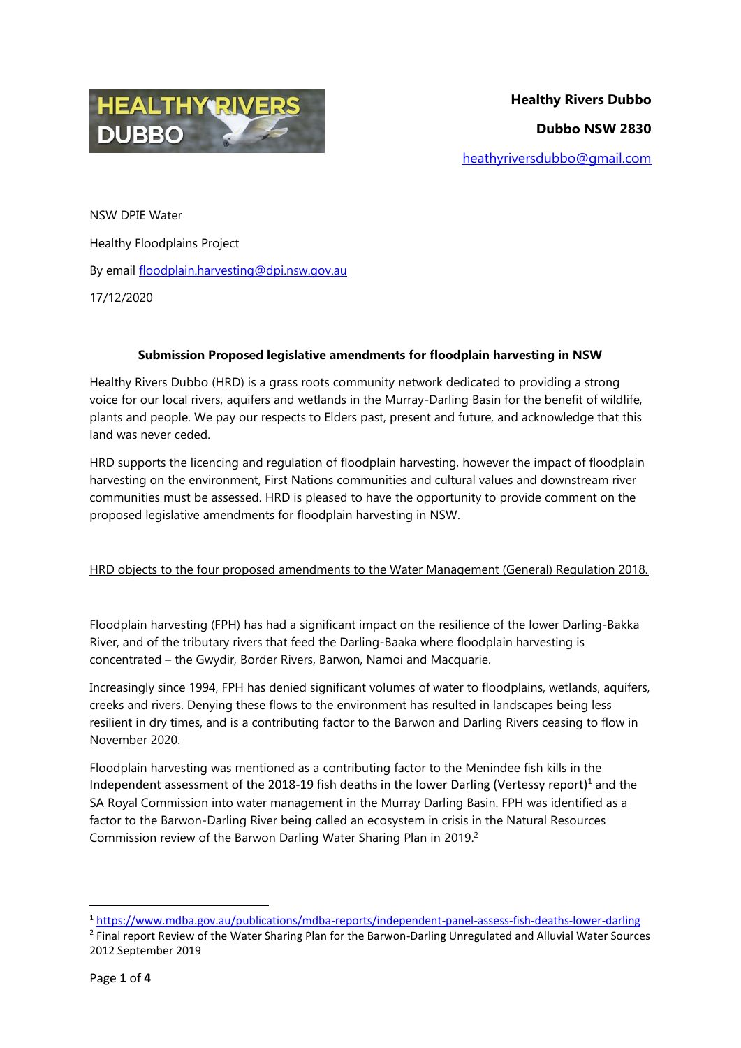**Healthy Rivers Dubbo**

**Dubbo NSW 2830**

heathyriversdubbo@gmail.com

NSW DPIE Water

Healthy Floodplains Project

By email floodplain.harvesting@dpi.nsw.gov.au

17/12/2020

**Submission Proposed legislative amendments for floodplain harvesting in NSW**

Healthy Rivers Dubbo (HRD) is a grass roots community network dedicated to providing a strong voice for our local rivers, aquifers and wetlands in the Murray-Darling Basin for the benefit of wildlife, plants and people. We pay our respects to Elders past, present and future, and acknowledge that this land was never ceded.

HRD supports the licencing and regulation of floodplain harvesting, however the impact of floodplain harvesting on the environment, First Nations communities and cultural values and downstream river communities must be assessed. HRD is pleased to have the opportunity to provide comment on the proposed legislative amendments for floodplain harvesting in NSW.

<u>HRD objects to the four proposed amendments to the Water Management (General) Regulation 2018.</u>

Floodplain harvesting (FPH) has had a significant impact on the resilience of the lower Darling-Bakka River, and of the tributary rivers that feed the Darling-Baaka where floodplain harvesting is concentrated – the Gwydir, Border Rivers, Barwon, Namoi and Macquarie.

Increasingly since 1994, FPH has denied significant volumes of water to floodplains, wetlands, aquifers, creeks and rivers. Denying these flows to the environment has resulted in landscapes being less resilient in dry times, and is a contributing factor to the Barwon and Darling Rivers ceasing to flow in November 2020.

Floodplain harvesting was mentioned as a contributing factor to the Menindee fish kills in the Independent assessment of the 2018-19 fish deaths in the lower Darling (Vertessy report)[1] and the SA Royal Commission into water management in the Murray Darling Basin. FPH was identified as a factor to the Barwon-Darling River being called an ecosystem in crisis in the Natural Resources Commission review of the Barwon Darling Water Sharing Plan in 2019.[2]

---

[1] https://www.mdba.gov.au/publications/mdba-reports/independent-panel-assess-fish-deaths-lower-darling

[2] Final report Review of the Water Sharing Plan for the Barwon-Darling Unregulated and Alluvial Water Sources 2012 September 2019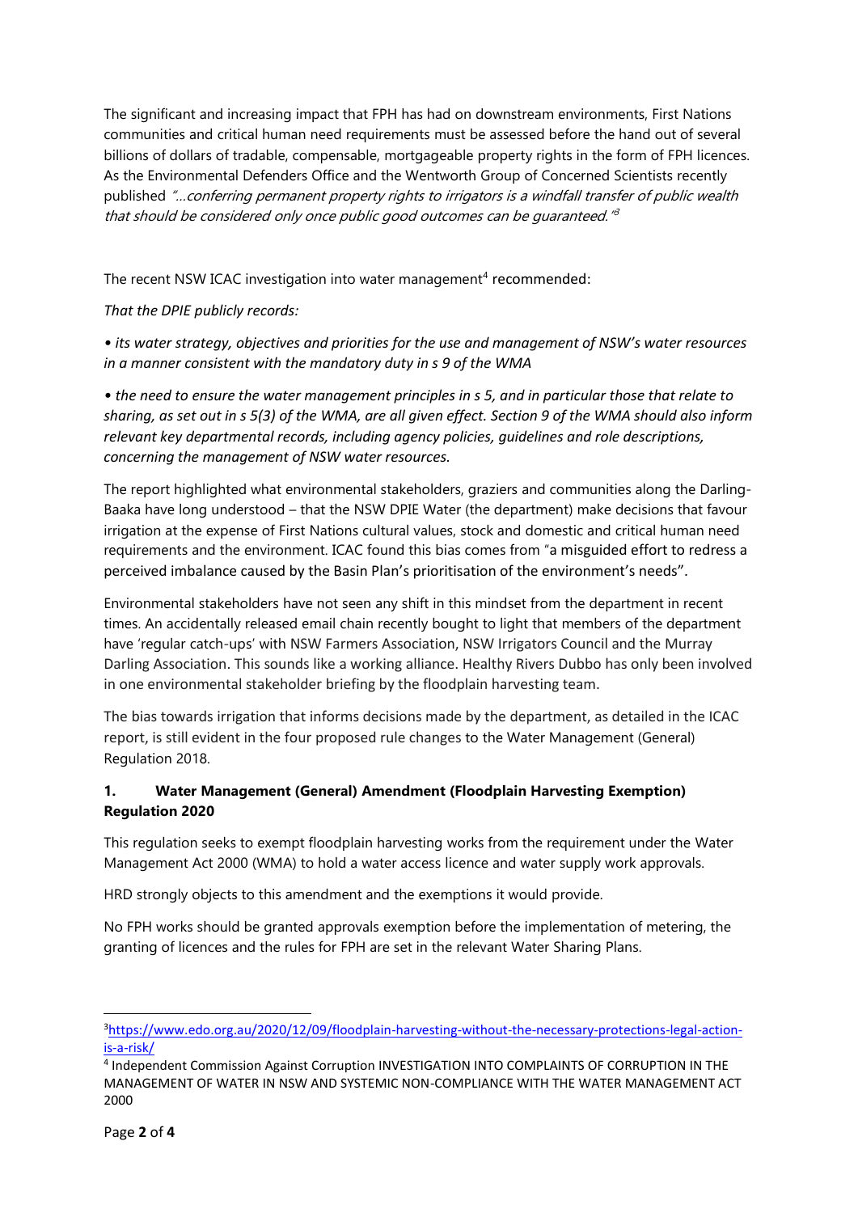The significant and increasing impact that FPH has had on downstream environments, First Nations communities and critical human need requirements must be assessed before the hand out of several billions of dollars of tradable, compensable, mortgageable property rights in the form of FPH licences. As the Environmental Defenders Office and the Wentworth Group of Concerned Scientists recently published *"…conferring permanent property rights to irrigators is a windfall transfer of public wealth that should be considered only once public good outcomes can be guaranteed."*[3]

The recent NSW ICAC investigation into water management[4] recommended:

*That the DPIE publicly records:*

*• its water strategy, objectives and priorities for the use and management of NSW's water resources in a manner consistent with the mandatory duty in s 9 of the WMA*

*• the need to ensure the water management principles in s 5, and in particular those that relate to sharing, as set out in s 5(3) of the WMA, are all given effect. Section 9 of the WMA should also inform relevant key departmental records, including agency policies, guidelines and role descriptions, concerning the management of NSW water resources.*

The report highlighted what environmental stakeholders, graziers and communities along the Darling-Baaka have long understood – that the NSW DPIE Water (the department) make decisions that favour irrigation at the expense of First Nations cultural values, stock and domestic and critical human need requirements and the environment. ICAC found this bias comes from "a misguided effort to redress a perceived imbalance caused by the Basin Plan's prioritisation of the environment's needs".

Environmental stakeholders have not seen any shift in this mindset from the department in recent times. An accidentally released email chain recently bought to light that members of the department have 'regular catch-ups' with NSW Farmers Association, NSW Irrigators Council and the Murray Darling Association. This sounds like a working alliance. Healthy Rivers Dubbo has only been involved in one environmental stakeholder briefing by the floodplain harvesting team.

The bias towards irrigation that informs decisions made by the department, as detailed in the ICAC report, is still evident in the four proposed rule changes to the Water Management (General) Regulation 2018.

### 1. Water Management (General) Amendment (Floodplain Harvesting Exemption) Regulation 2020

This regulation seeks to exempt floodplain harvesting works from the requirement under the Water Management Act 2000 (WMA) to hold a water access licence and water supply work approvals.

HRD strongly objects to this amendment and the exemptions it would provide.

No FPH works should be granted approvals exemption before the implementation of metering, the granting of licences and the rules for FPH are set in the relevant Water Sharing Plans.

---

[3] https://www.edo.org.au/2020/12/09/floodplain-harvesting-without-the-necessary-protections-legal-action-is-a-risk/

[4] Independent Commission Against Corruption INVESTIGATION INTO COMPLAINTS OF CORRUPTION IN THE MANAGEMENT OF WATER IN NSW AND SYSTEMIC NON-COMPLIANCE WITH THE WATER MANAGEMENT ACT 2000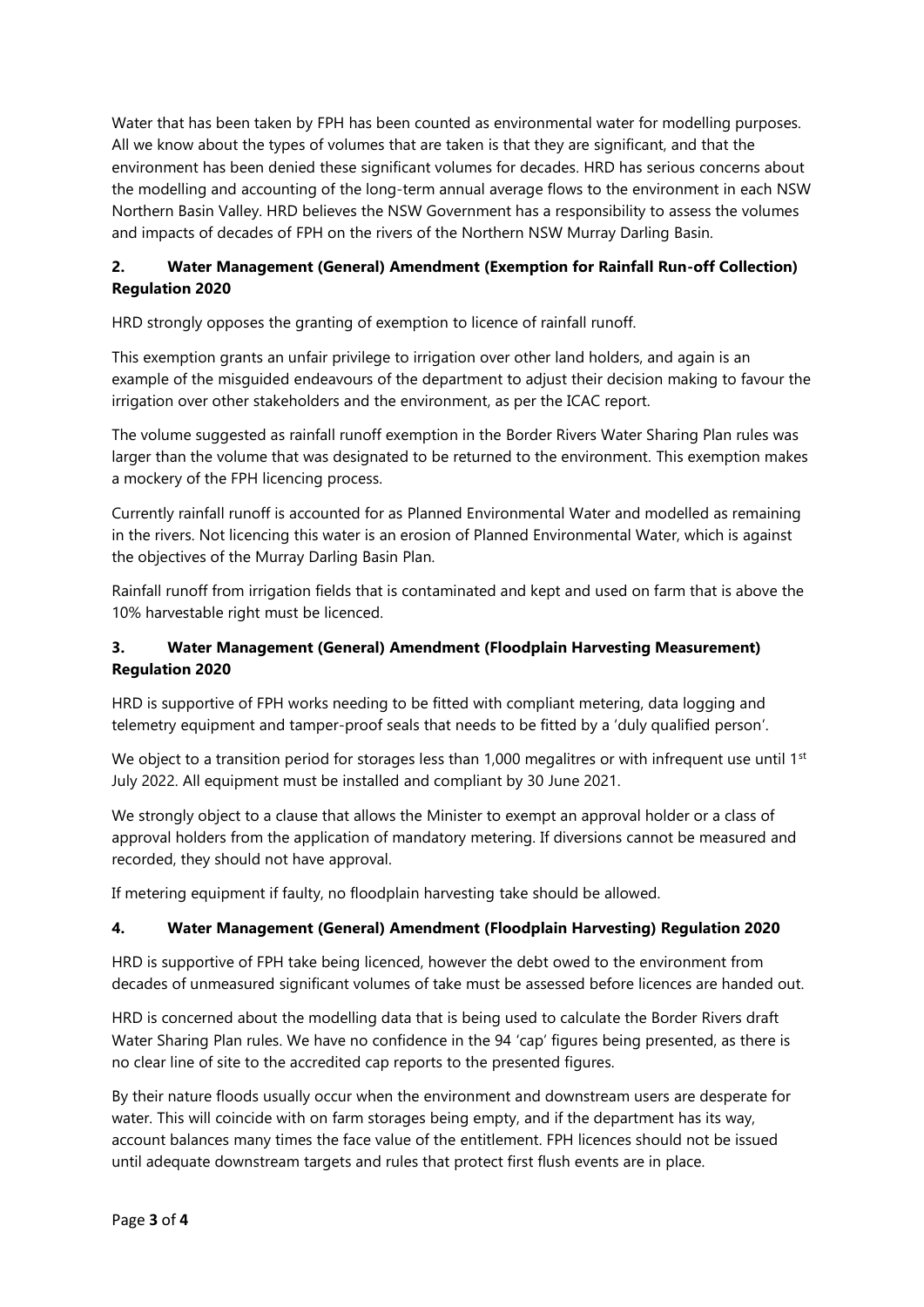Water that has been taken by FPH has been counted as environmental water for modelling purposes. All we know about the types of volumes that are taken is that they are significant, and that the environment has been denied these significant volumes for decades. HRD has serious concerns about the modelling and accounting of the long-term annual average flows to the environment in each NSW Northern Basin Valley. HRD believes the NSW Government has a responsibility to assess the volumes and impacts of decades of FPH on the rivers of the Northern NSW Murray Darling Basin.

### 2. Water Management (General) Amendment (Exemption for Rainfall Run-off Collection) Regulation 2020

HRD strongly opposes the granting of exemption to licence of rainfall runoff.

This exemption grants an unfair privilege to irrigation over other land holders, and again is an example of the misguided endeavours of the department to adjust their decision making to favour the irrigation over other stakeholders and the environment, as per the ICAC report.

The volume suggested as rainfall runoff exemption in the Border Rivers Water Sharing Plan rules was larger than the volume that was designated to be returned to the environment. This exemption makes a mockery of the FPH licencing process.

Currently rainfall runoff is accounted for as Planned Environmental Water and modelled as remaining in the rivers. Not licencing this water is an erosion of Planned Environmental Water, which is against the objectives of the Murray Darling Basin Plan.

Rainfall runoff from irrigation fields that is contaminated and kept and used on farm that is above the 10% harvestable right must be licenced.

### 3. Water Management (General) Amendment (Floodplain Harvesting Measurement) Regulation 2020

HRD is supportive of FPH works needing to be fitted with compliant metering, data logging and telemetry equipment and tamper-proof seals that needs to be fitted by a 'duly qualified person'.

We object to a transition period for storages less than 1,000 megalitres or with infrequent use until 1st July 2022. All equipment must be installed and compliant by 30 June 2021.

We strongly object to a clause that allows the Minister to exempt an approval holder or a class of approval holders from the application of mandatory metering. If diversions cannot be measured and recorded, they should not have approval.

If metering equipment if faulty, no floodplain harvesting take should be allowed.

### 4. Water Management (General) Amendment (Floodplain Harvesting) Regulation 2020

HRD is supportive of FPH take being licenced, however the debt owed to the environment from decades of unmeasured significant volumes of take must be assessed before licences are handed out.

HRD is concerned about the modelling data that is being used to calculate the Border Rivers draft Water Sharing Plan rules. We have no confidence in the 94 'cap' figures being presented, as there is no clear line of site to the accredited cap reports to the presented figures.

By their nature floods usually occur when the environment and downstream users are desperate for water. This will coincide with on farm storages being empty, and if the department has its way, account balances many times the face value of the entitlement. FPH licences should not be issued until adequate downstream targets and rules that protect first flush events are in place.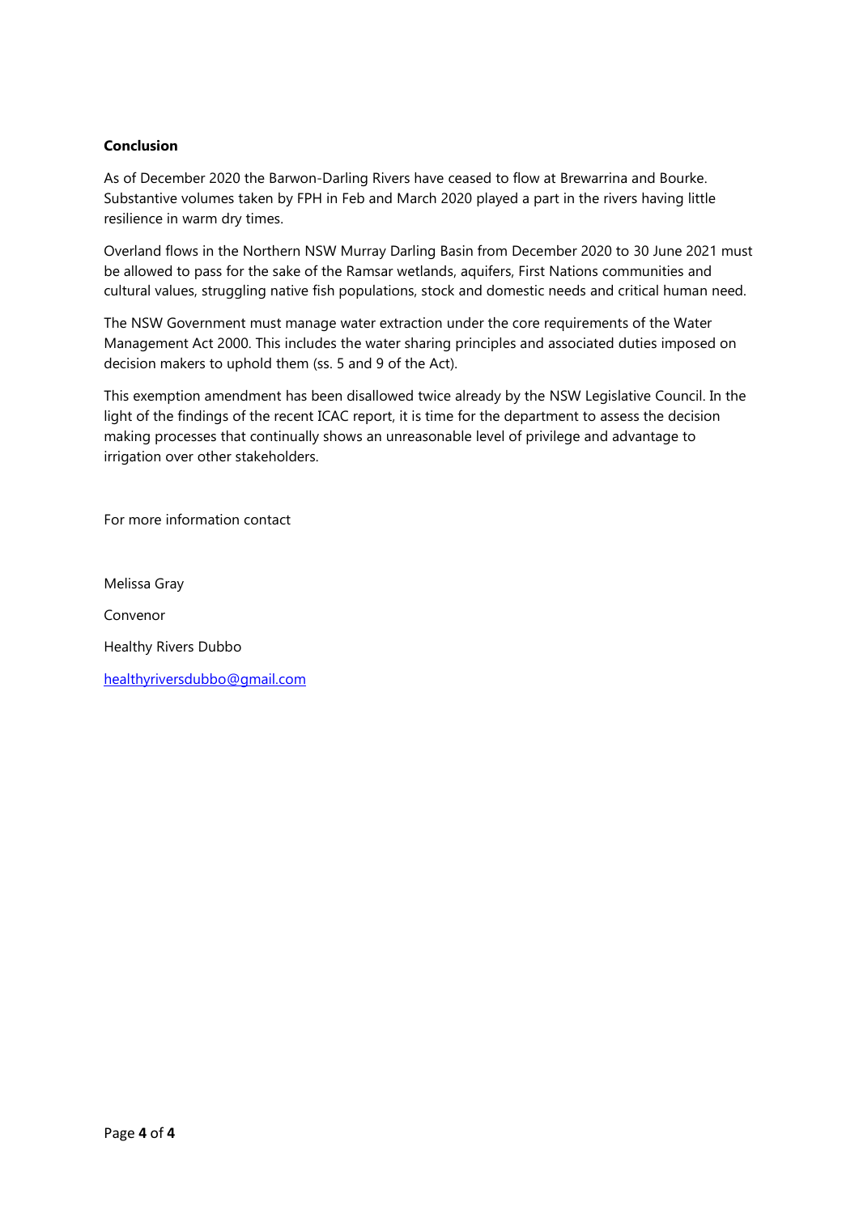**Conclusion**

As of December 2020 the Barwon-Darling Rivers have ceased to flow at Brewarrina and Bourke. Substantive volumes taken by FPH in Feb and March 2020 played a part in the rivers having little resilience in warm dry times.

Overland flows in the Northern NSW Murray Darling Basin from December 2020 to 30 June 2021 must be allowed to pass for the sake of the Ramsar wetlands, aquifers, First Nations communities and cultural values, struggling native fish populations, stock and domestic needs and critical human need.

The NSW Government must manage water extraction under the core requirements of the Water Management Act 2000. This includes the water sharing principles and associated duties imposed on decision makers to uphold them (ss. 5 and 9 of the Act).

This exemption amendment has been disallowed twice already by the NSW Legislative Council. In the light of the findings of the recent ICAC report, it is time for the department to assess the decision making processes that continually shows an unreasonable level of privilege and advantage to irrigation over other stakeholders.

For more information contact

Melissa Gray

Convenor

Healthy Rivers Dubbo

healthyriversdubbo@gmail.com